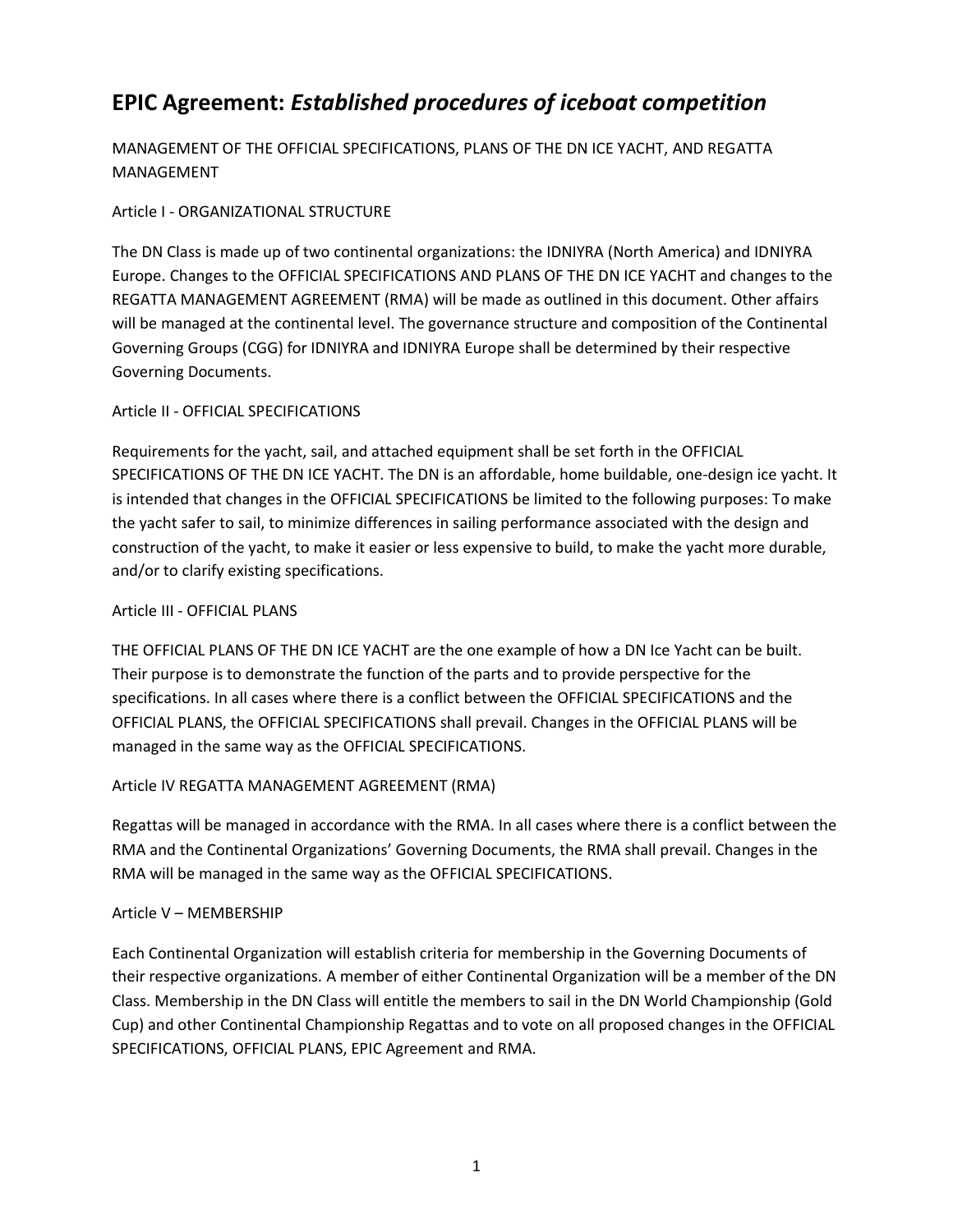# EPIC Agreement: *Established procedures of iceboat competition*

MANAGEMENT OF THE OFFICIAL SPECIFICATIONS, PLANS OF THE DN ICE YACHT, AND REGATTA MANAGEMENT

## Article I - ORGANIZATIONAL STRUCTURE

The DN Class is made up of two continental organizations: the IDNIYRA (North America) and IDNIYRA Europe. Changes to the OFFICIAL SPECIFICATIONS AND PLANS OF THE DN ICE YACHT and changes to the REGATTA MANAGEMENT AGREEMENT (RMA) will be made as outlined in this document. Other affairs will be managed at the continental level. The governance structure and composition of the Continental Governing Groups (CGG) for IDNIYRA and IDNIYRA Europe shall be determined by their respective Governing Documents.

## Article II - OFFICIAL SPECIFICATIONS

Requirements for the yacht, sail, and attached equipment shall be set forth in the OFFICIAL SPECIFICATIONS OF THE DN ICE YACHT. The DN is an affordable, home buildable, one-design ice yacht. It is intended that changes in the OFFICIAL SPECIFICATIONS be limited to the following purposes: To make the yacht safer to sail, to minimize differences in sailing performance associated with the design and construction of the yacht, to make it easier or less expensive to build, to make the yacht more durable, and/or to clarify existing specifications.

## Article III - OFFICIAL PLANS

THE OFFICIAL PLANS OF THE DN ICE YACHT are the one example of how a DN Ice Yacht can be built. Their purpose is to demonstrate the function of the parts and to provide perspective for the specifications. In all cases where there is a conflict between the OFFICIAL SPECIFICATIONS and the OFFICIAL PLANS, the OFFICIAL SPECIFICATIONS shall prevail. Changes in the OFFICIAL PLANS will be managed in the same way as the OFFICIAL SPECIFICATIONS.

## Article IV REGATTA MANAGEMENT AGREEMENT (RMA)

Regattas will be managed in accordance with the RMA. In all cases where there is a conflict between the RMA and the Continental Organizations' Governing Documents, the RMA shall prevail. Changes in the RMA will be managed in the same way as the OFFICIAL SPECIFICATIONS.

## Article V – MEMBERSHIP

Each Continental Organization will establish criteria for membership in the Governing Documents of their respective organizations. A member of either Continental Organization will be a member of the DN Class. Membership in the DN Class will entitle the members to sail in the DN World Championship (Gold Cup) and other Continental Championship Regattas and to vote on all proposed changes in the OFFICIAL SPECIFICATIONS, OFFICIAL PLANS, EPIC Agreement and RMA.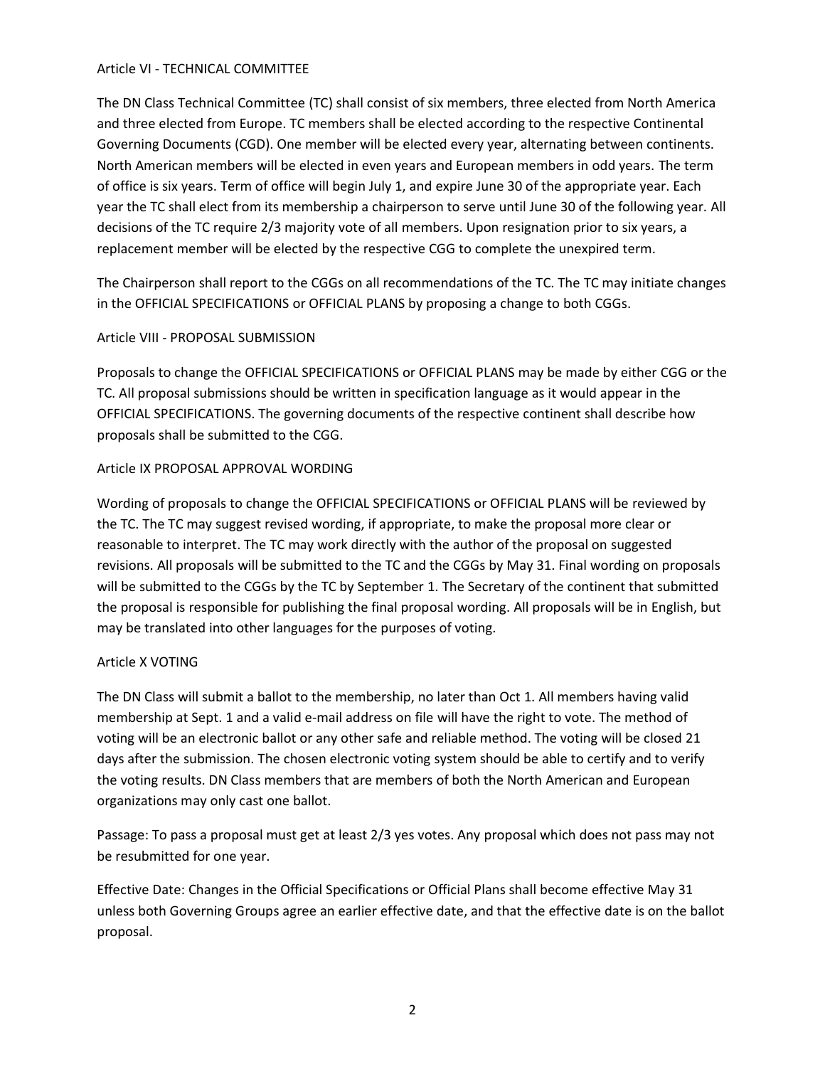## Article VI - TECHNICAL COMMITTEE

The DN Class Technical Committee (TC) shall consist of six members, three elected from North America and three elected from Europe. TC members shall be elected according to the respective Continental Governing Documents (CGD). One member will be elected every year, alternating between continents. North American members will be elected in even years and European members in odd years. The term of office is six years. Term of office will begin July 1, and expire June 30 of the appropriate year. Each year the TC shall elect from its membership a chairperson to serve until June 30 of the following year. All decisions of the TC require 2/3 majority vote of all members. Upon resignation prior to six years, a replacement member will be elected by the respective CGG to complete the unexpired term.

The Chairperson shall report to the CGGs on all recommendations of the TC. The TC may initiate changes in the OFFICIAL SPECIFICATIONS or OFFICIAL PLANS by proposing a change to both CGGs.

## Article VIII - PROPOSAL SUBMISSION

Proposals to change the OFFICIAL SPECIFICATIONS or OFFICIAL PLANS may be made by either CGG or the TC. All proposal submissions should be written in specification language as it would appear in the OFFICIAL SPECIFICATIONS. The governing documents of the respective continent shall describe how proposals shall be submitted to the CGG.

## Article IX PROPOSAL APPROVAL WORDING

Wording of proposals to change the OFFICIAL SPECIFICATIONS or OFFICIAL PLANS will be reviewed by the TC. The TC may suggest revised wording, if appropriate, to make the proposal more clear or reasonable to interpret. The TC may work directly with the author of the proposal on suggested revisions. All proposals will be submitted to the TC and the CGGs by May 31. Final wording on proposals will be submitted to the CGGs by the TC by September 1. The Secretary of the continent that submitted the proposal is responsible for publishing the final proposal wording. All proposals will be in English, but may be translated into other languages for the purposes of voting.

## Article X VOTING

The DN Class will submit a ballot to the membership, no later than Oct 1. All members having valid membership at Sept. 1 and a valid e-mail address on file will have the right to vote. The method of voting will be an electronic ballot or any other safe and reliable method. The voting will be closed 21 days after the submission. The chosen electronic voting system should be able to certify and to verify the voting results. DN Class members that are members of both the North American and European organizations may only cast one ballot.

Passage: To pass a proposal must get at least 2/3 yes votes. Any proposal which does not pass may not be resubmitted for one year.

Effective Date: Changes in the Official Specifications or Official Plans shall become effective May 31 unless both Governing Groups agree an earlier effective date, and that the effective date is on the ballot proposal.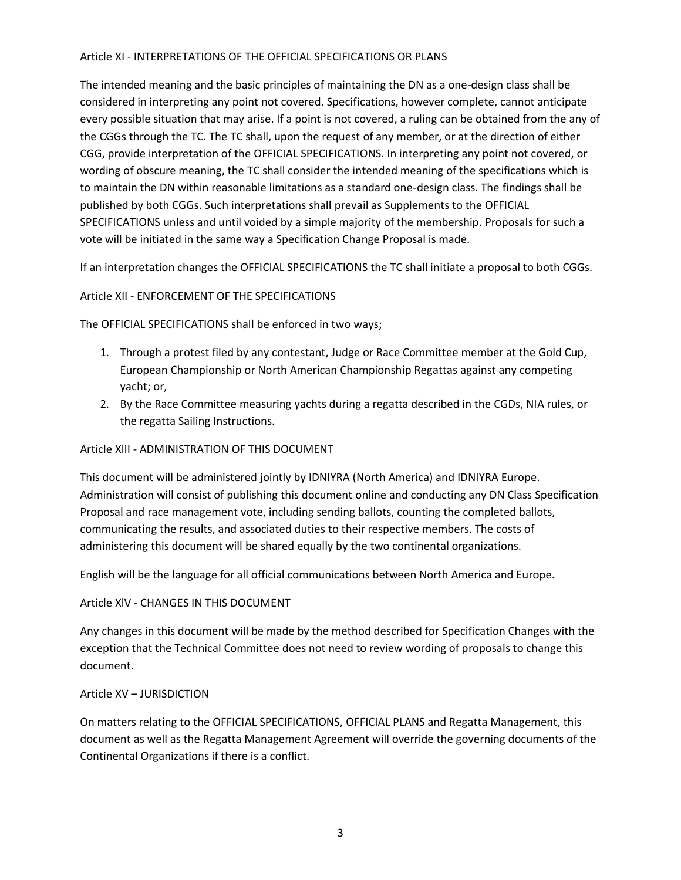## Article XI - INTERPRETATIONS OF THE OFFICIAL SPECIFICATIONS OR PLANS

The intended meaning and the basic principles of maintaining the DN as a one-design class shall be considered in interpreting any point not covered. Specifications, however complete, cannot anticipate every possible situation that may arise. If a point is not covered, a ruling can be obtained from the any of the CGGs through the TC. The TC shall, upon the request of any member, or at the direction of either CGG, provide interpretation of the OFFICIAL SPECIFICATIONS. In interpreting any point not covered, or wording of obscure meaning, the TC shall consider the intended meaning of the specifications which is to maintain the DN within reasonable limitations as a standard one-design class. The findings shall be published by both CGGs. Such interpretations shall prevail as Supplements to the OFFICIAL SPECIFICATIONS unless and until voided by a simple majority of the membership. Proposals for such a vote will be initiated in the same way a Specification Change Proposal is made.

If an interpretation changes the OFFICIAL SPECIFICATIONS the TC shall initiate a proposal to both CGGs.

## Article XII - ENFORCEMENT OF THE SPECIFICATIONS

The OFFICIAL SPECIFICATIONS shall be enforced in two ways;

1. Through a protest filed by any contestant, Judge or Race Committee member at the Gold Cup, European Championship or North American Championship Regattas against any competing yacht; or,
2. By the Race Committee measuring yachts during a regatta described in the CGDs, NIA rules, or the regatta Sailing Instructions.

## Article XlII - ADMINISTRATION OF THIS DOCUMENT

This document will be administered jointly by IDNIYRA (North America) and IDNIYRA Europe. Administration will consist of publishing this document online and conducting any DN Class Specification Proposal and race management vote, including sending ballots, counting the completed ballots, communicating the results, and associated duties to their respective members. The costs of administering this document will be shared equally by the two continental organizations.

English will be the language for all official communications between North America and Europe.

## Article XlV - CHANGES IN THIS DOCUMENT

Any changes in this document will be made by the method described for Specification Changes with the exception that the Technical Committee does not need to review wording of proposals to change this document.

## Article XV – JURISDICTION

On matters relating to the OFFICIAL SPECIFICATIONS, OFFICIAL PLANS and Regatta Management, this document as well as the Regatta Management Agreement will override the governing documents of the Continental Organizations if there is a conflict.